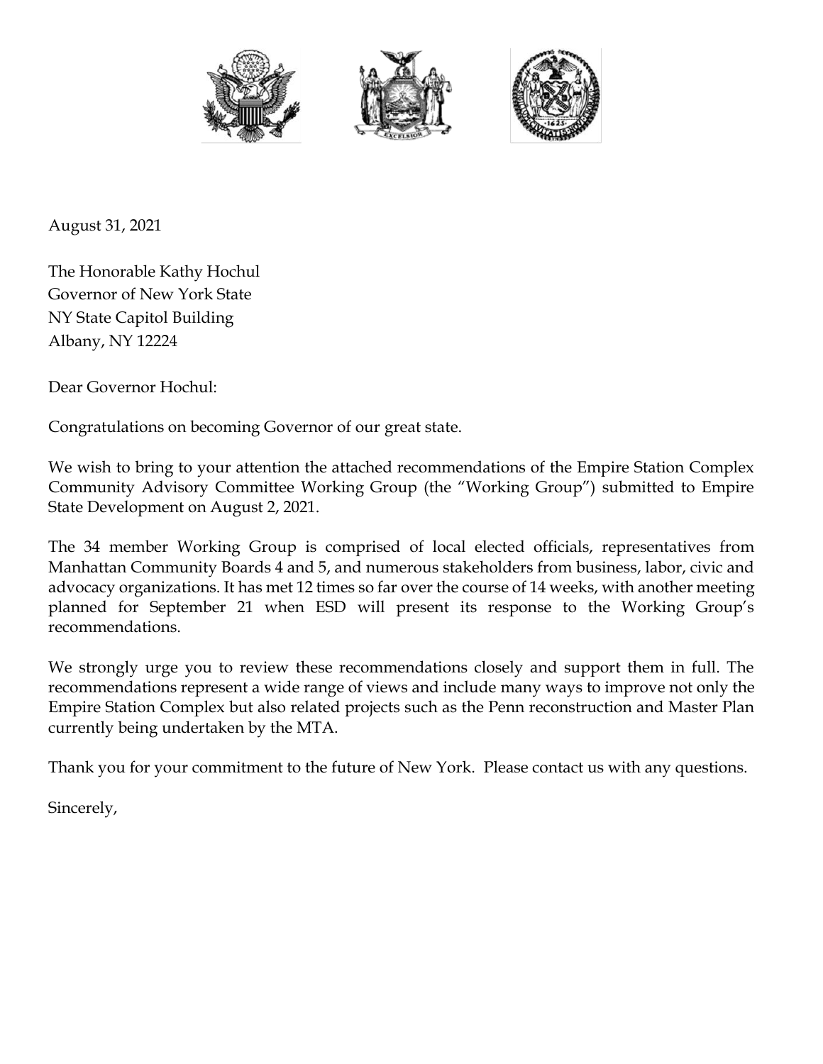August 31, 2021

The Honorable Kathy Hochul
Governor of New York State
NY State Capitol Building
Albany, NY 12224

Dear Governor Hochul:

Congratulations on becoming Governor of our great state.

We wish to bring to your attention the attached recommendations of the Empire Station Complex Community Advisory Committee Working Group (the "Working Group") submitted to Empire State Development on August 2, 2021.

The 34 member Working Group is comprised of local elected officials, representatives from Manhattan Community Boards 4 and 5, and numerous stakeholders from business, labor, civic and advocacy organizations. It has met 12 times so far over the course of 14 weeks, with another meeting planned for September 21 when ESD will present its response to the Working Group's recommendations.

We strongly urge you to review these recommendations closely and support them in full. The recommendations represent a wide range of views and include many ways to improve not only the Empire Station Complex but also related projects such as the Penn reconstruction and Master Plan currently being undertaken by the MTA.

Thank you for your commitment to the future of New York. Please contact us with any questions.

Sincerely,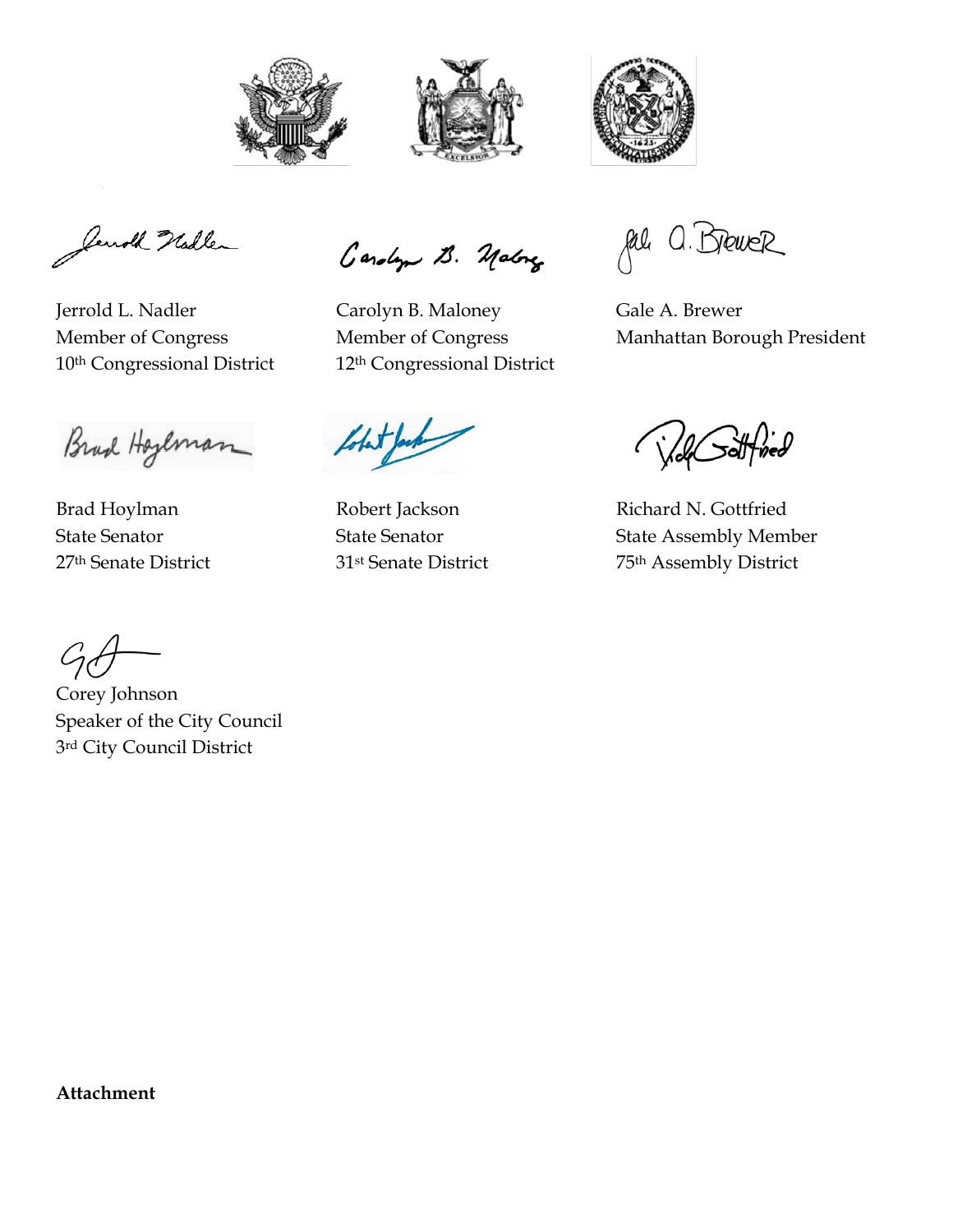Jerrold L. Nadler
Member of Congress
10th Congressional District

Carolyn B. Maloney
Member of Congress
12th Congressional District

Gale A. Brewer
Manhattan Borough President

Brad Hoylman
State Senator
27th Senate District

Robert Jackson
State Senator
31st Senate District

Richard N. Gottfried
State Assembly Member
75th Assembly District

Corey Johnson
Speaker of the City Council
3rd City Council District

**Attachment**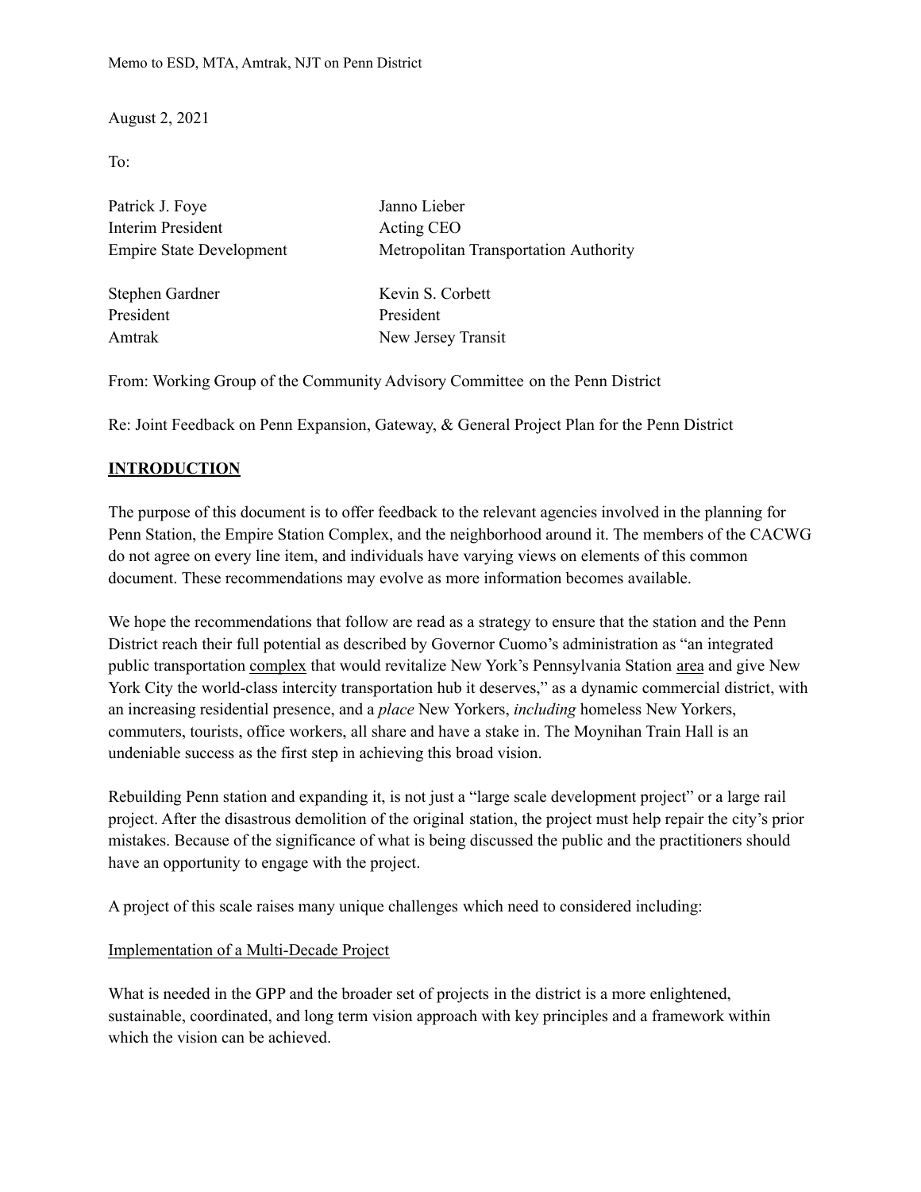Memo to ESD, MTA, Amtrak, NJT on Penn District

August 2, 2021

To:

Patrick J. Foye
Interim President
Empire State Development

Janno Lieber
Acting CEO
Metropolitan Transportation Authority

Stephen Gardner
President
Amtrak

Kevin S. Corbett
President
New Jersey Transit

From: Working Group of the Community Advisory Committee on the Penn District

Re: Joint Feedback on Penn Expansion, Gateway, & General Project Plan for the Penn District

## INTRODUCTION

The purpose of this document is to offer feedback to the relevant agencies involved in the planning for Penn Station, the Empire Station Complex, and the neighborhood around it. The members of the CACWG do not agree on every line item, and individuals have varying views on elements of this common document. These recommendations may evolve as more information becomes available.

We hope the recommendations that follow are read as a strategy to ensure that the station and the Penn District reach their full potential as described by Governor Cuomo's administration as "an integrated public transportation complex that would revitalize New York's Pennsylvania Station area and give New York City the world-class intercity transportation hub it deserves," as a dynamic commercial district, with an increasing residential presence, and a *place* New Yorkers, *including* homeless New Yorkers, commuters, tourists, office workers, all share and have a stake in. The Moynihan Train Hall is an undeniable success as the first step in achieving this broad vision.

Rebuilding Penn station and expanding it, is not just a "large scale development project" or a large rail project. After the disastrous demolition of the original station, the project must help repair the city's prior mistakes. Because of the significance of what is being discussed the public and the practitioners should have an opportunity to engage with the project.

A project of this scale raises many unique challenges which need to considered including:

### Implementation of a Multi-Decade Project

What is needed in the GPP and the broader set of projects in the district is a more enlightened, sustainable, coordinated, and long term vision approach with key principles and a framework within which the vision can be achieved.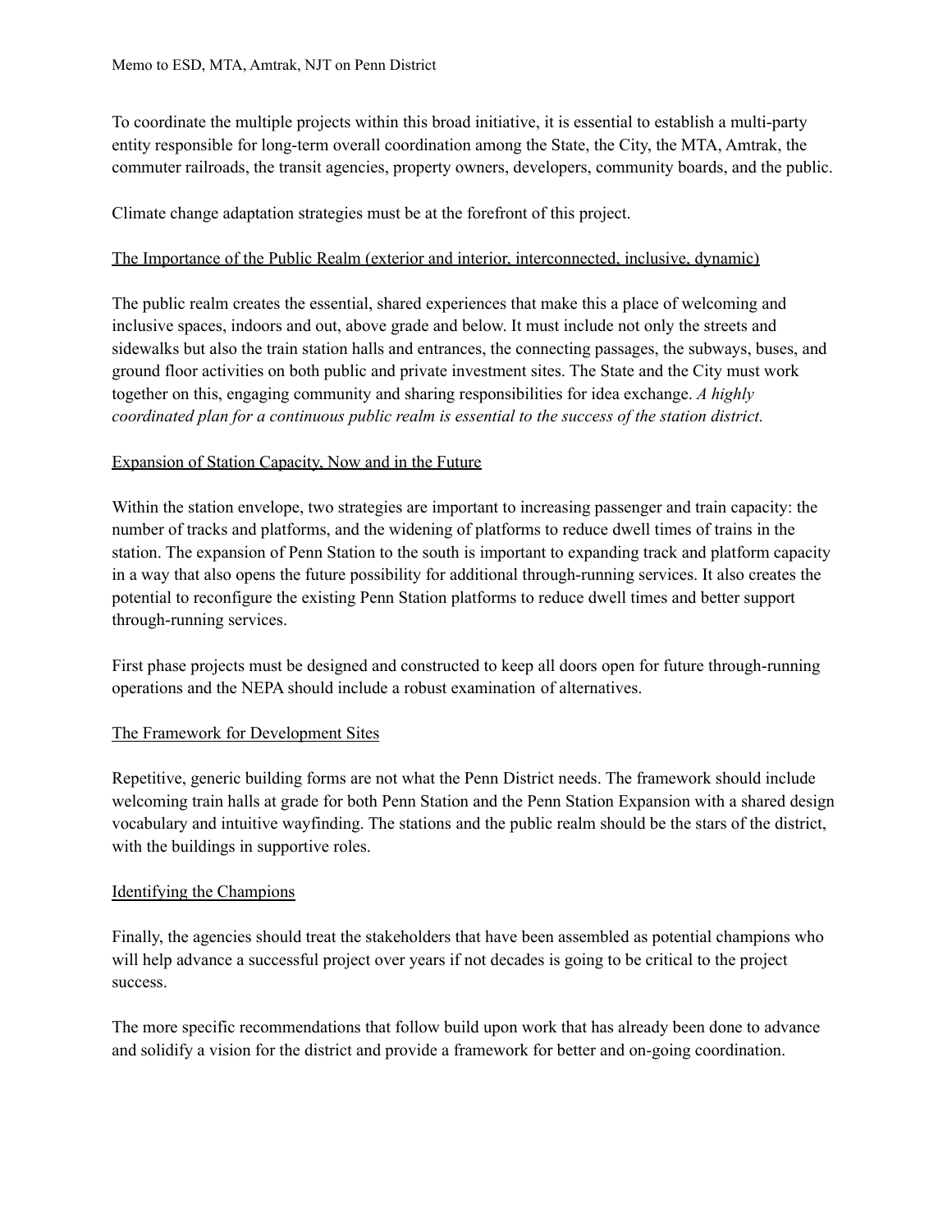To coordinate the multiple projects within this broad initiative, it is essential to establish a multi-party entity responsible for long-term overall coordination among the State, the City, the MTA, Amtrak, the commuter railroads, the transit agencies, property owners, developers, community boards, and the public.

Climate change adaptation strategies must be at the forefront of this project.

<u>The Importance of the Public Realm (exterior and interior, interconnected, inclusive, dynamic)</u>

The public realm creates the essential, shared experiences that make this a place of welcoming and inclusive spaces, indoors and out, above grade and below. It must include not only the streets and sidewalks but also the train station halls and entrances, the connecting passages, the subways, buses, and ground floor activities on both public and private investment sites. The State and the City must work together on this, engaging community and sharing responsibilities for idea exchange. *A highly coordinated plan for a continuous public realm is essential to the success of the station district.*

<u>Expansion of Station Capacity, Now and in the Future</u>

Within the station envelope, two strategies are important to increasing passenger and train capacity: the number of tracks and platforms, and the widening of platforms to reduce dwell times of trains in the station. The expansion of Penn Station to the south is important to expanding track and platform capacity in a way that also opens the future possibility for additional through-running services. It also creates the potential to reconfigure the existing Penn Station platforms to reduce dwell times and better support through-running services.

First phase projects must be designed and constructed to keep all doors open for future through-running operations and the NEPA should include a robust examination of alternatives.

<u>The Framework for Development Sites</u>

Repetitive, generic building forms are not what the Penn District needs. The framework should include welcoming train halls at grade for both Penn Station and the Penn Station Expansion with a shared design vocabulary and intuitive wayfinding. The stations and the public realm should be the stars of the district, with the buildings in supportive roles.

<u>Identifying the Champions</u>

Finally, the agencies should treat the stakeholders that have been assembled as potential champions who will help advance a successful project over years if not decades is going to be critical to the project success.

The more specific recommendations that follow build upon work that has already been done to advance and solidify a vision for the district and provide a framework for better and on-going coordination.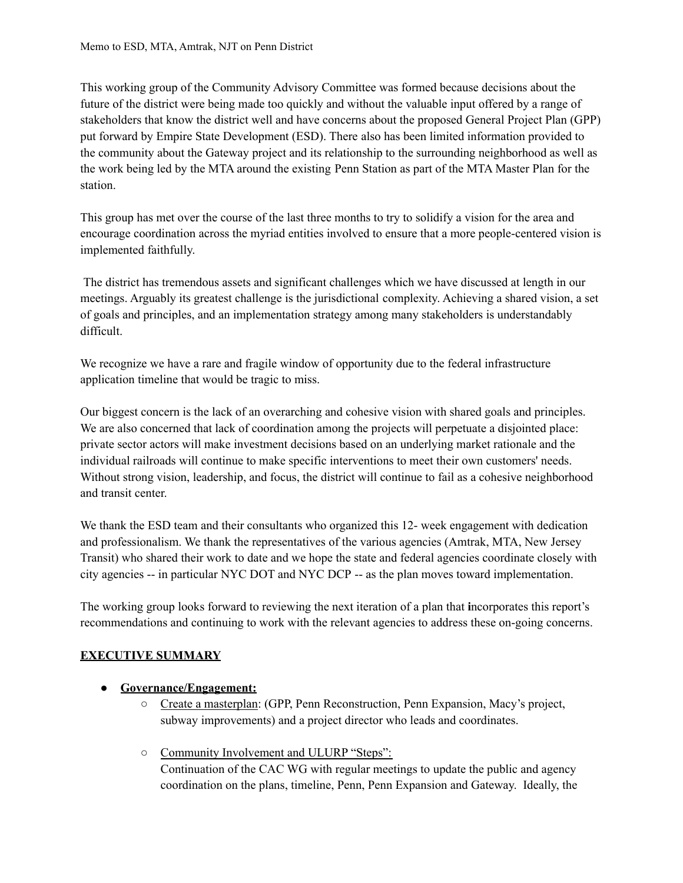This working group of the Community Advisory Committee was formed because decisions about the future of the district were being made too quickly and without the valuable input offered by a range of stakeholders that know the district well and have concerns about the proposed General Project Plan (GPP) put forward by Empire State Development (ESD). There also has been limited information provided to the community about the Gateway project and its relationship to the surrounding neighborhood as well as the work being led by the MTA around the existing Penn Station as part of the MTA Master Plan for the station.

This group has met over the course of the last three months to try to solidify a vision for the area and encourage coordination across the myriad entities involved to ensure that a more people-centered vision is implemented faithfully.

The district has tremendous assets and significant challenges which we have discussed at length in our meetings. Arguably its greatest challenge is the jurisdictional complexity. Achieving a shared vision, a set of goals and principles, and an implementation strategy among many stakeholders is understandably difficult.

We recognize we have a rare and fragile window of opportunity due to the federal infrastructure application timeline that would be tragic to miss.

Our biggest concern is the lack of an overarching and cohesive vision with shared goals and principles. We are also concerned that lack of coordination among the projects will perpetuate a disjointed place: private sector actors will make investment decisions based on an underlying market rationale and the individual railroads will continue to make specific interventions to meet their own customers' needs. Without strong vision, leadership, and focus, the district will continue to fail as a cohesive neighborhood and transit center.

We thank the ESD team and their consultants who organized this 12- week engagement with dedication and professionalism. We thank the representatives of the various agencies (Amtrak, MTA, New Jersey Transit) who shared their work to date and we hope the state and federal agencies coordinate closely with city agencies -- in particular NYC DOT and NYC DCP -- as the plan moves toward implementation.

The working group looks forward to reviewing the next iteration of a plan that incorporates this report's recommendations and continuing to work with the relevant agencies to address these on-going concerns.

## EXECUTIVE SUMMARY

- **Governance/Engagement:**
  - Create a masterplan: (GPP, Penn Reconstruction, Penn Expansion, Macy's project, subway improvements) and a project director who leads and coordinates.
  - Community Involvement and ULURP "Steps":
    Continuation of the CAC WG with regular meetings to update the public and agency coordination on the plans, timeline, Penn, Penn Expansion and Gateway. Ideally, the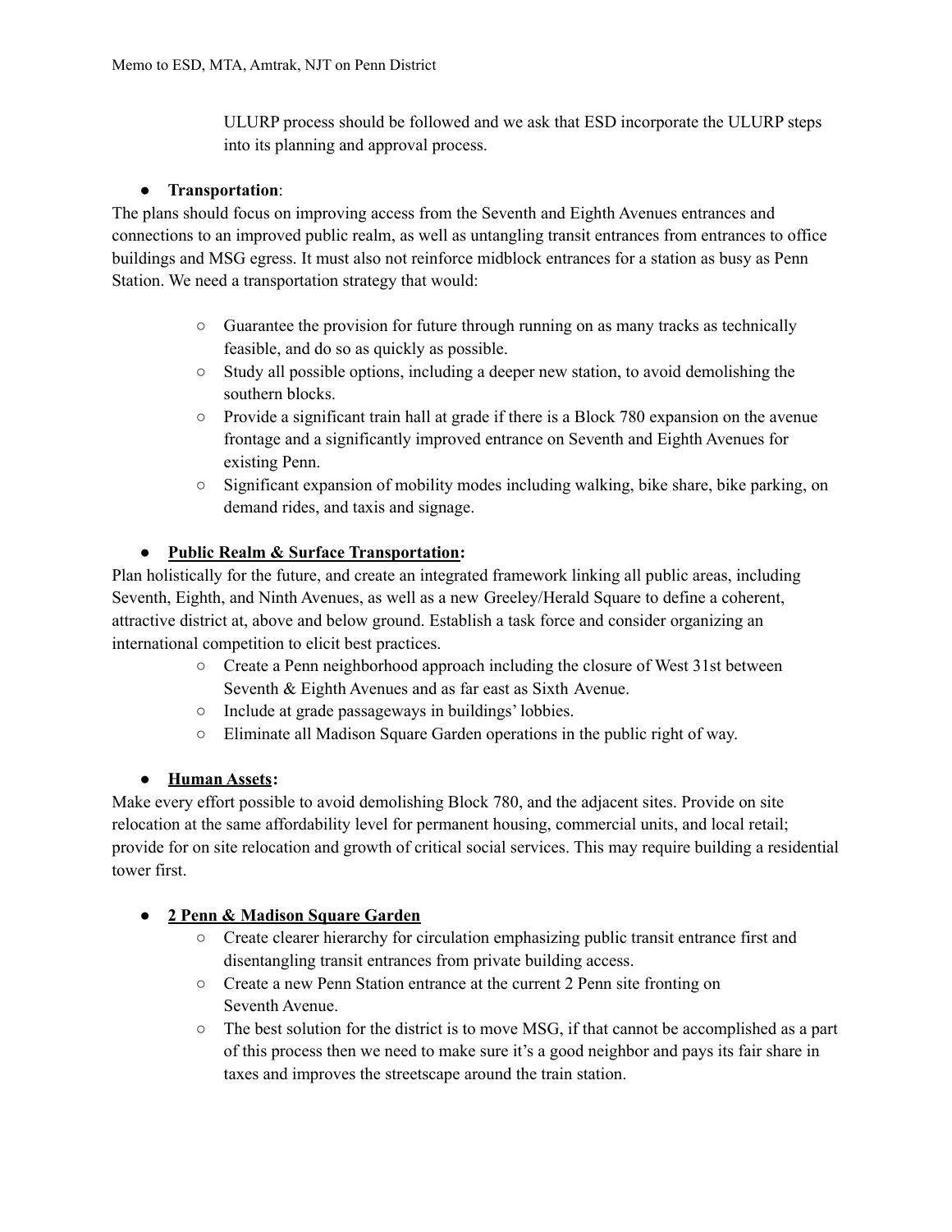ULURP process should be followed and we ask that ESD incorporate the ULURP steps into its planning and approval process.

- **Transportation**:

The plans should focus on improving access from the Seventh and Eighth Avenues entrances and connections to an improved public realm, as well as untangling transit entrances from entrances to office buildings and MSG egress. It must also not reinforce midblock entrances for a station as busy as Penn Station. We need a transportation strategy that would:

  - Guarantee the provision for future through running on as many tracks as technically feasible, and do so as quickly as possible.
  - Study all possible options, including a deeper new station, to avoid demolishing the southern blocks.
  - Provide a significant train hall at grade if there is a Block 780 expansion on the avenue frontage and a significantly improved entrance on Seventh and Eighth Avenues for existing Penn.
  - Significant expansion of mobility modes including walking, bike share, bike parking, on demand rides, and taxis and signage.

- **Public Realm & Surface Transportation:**

Plan holistically for the future, and create an integrated framework linking all public areas, including Seventh, Eighth, and Ninth Avenues, as well as a new Greeley/Herald Square to define a coherent, attractive district at, above and below ground. Establish a task force and consider organizing an international competition to elicit best practices.

  - Create a Penn neighborhood approach including the closure of West 31st between Seventh & Eighth Avenues and as far east as Sixth Avenue.
  - Include at grade passageways in buildings' lobbies.
  - Eliminate all Madison Square Garden operations in the public right of way.

- **Human Assets:**

Make every effort possible to avoid demolishing Block 780, and the adjacent sites. Provide on site relocation at the same affordability level for permanent housing, commercial units, and local retail; provide for on site relocation and growth of critical social services. This may require building a residential tower first.

- **2 Penn & Madison Square Garden**
  - Create clearer hierarchy for circulation emphasizing public transit entrance first and disentangling transit entrances from private building access.
  - Create a new Penn Station entrance at the current 2 Penn site fronting on Seventh Avenue.
  - The best solution for the district is to move MSG, if that cannot be accomplished as a part of this process then we need to make sure it's a good neighbor and pays its fair share in taxes and improves the streetscape around the train station.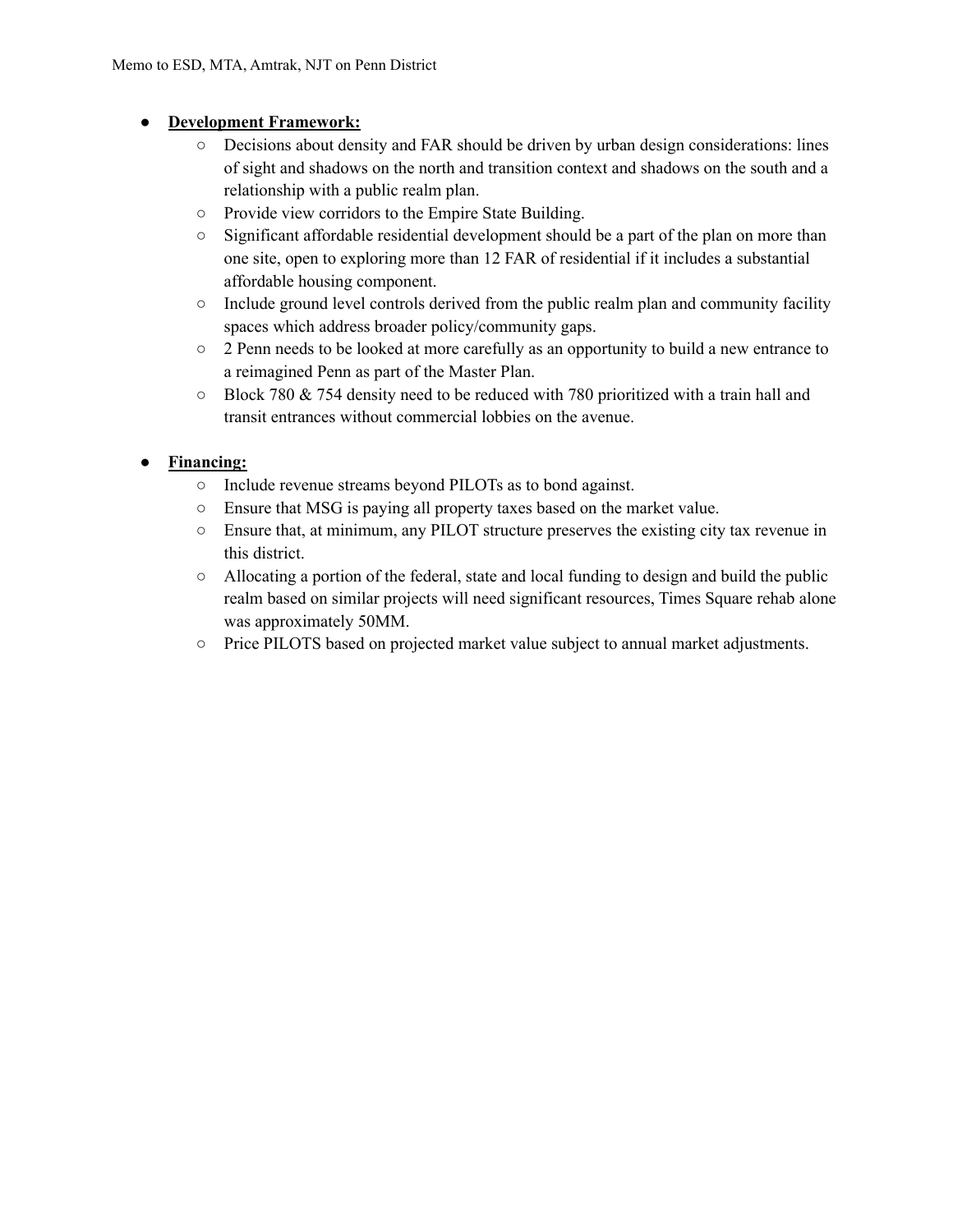- **<u>Development Framework:</u>**
    - Decisions about density and FAR should be driven by urban design considerations: lines of sight and shadows on the north and transition context and shadows on the south and a relationship with a public realm plan.
    - Provide view corridors to the Empire State Building.
    - Significant affordable residential development should be a part of the plan on more than one site, open to exploring more than 12 FAR of residential if it includes a substantial affordable housing component.
    - Include ground level controls derived from the public realm plan and community facility spaces which address broader policy/community gaps.
    - 2 Penn needs to be looked at more carefully as an opportunity to build a new entrance to a reimagined Penn as part of the Master Plan.
    - Block 780 & 754 density need to be reduced with 780 prioritized with a train hall and transit entrances without commercial lobbies on the avenue.

- **<u>Financing:</u>**
    - Include revenue streams beyond PILOTs as to bond against.
    - Ensure that MSG is paying all property taxes based on the market value.
    - Ensure that, at minimum, any PILOT structure preserves the existing city tax revenue in this district.
    - Allocating a portion of the federal, state and local funding to design and build the public realm based on similar projects will need significant resources, Times Square rehab alone was approximately 50MM.
    - Price PILOTS based on projected market value subject to annual market adjustments.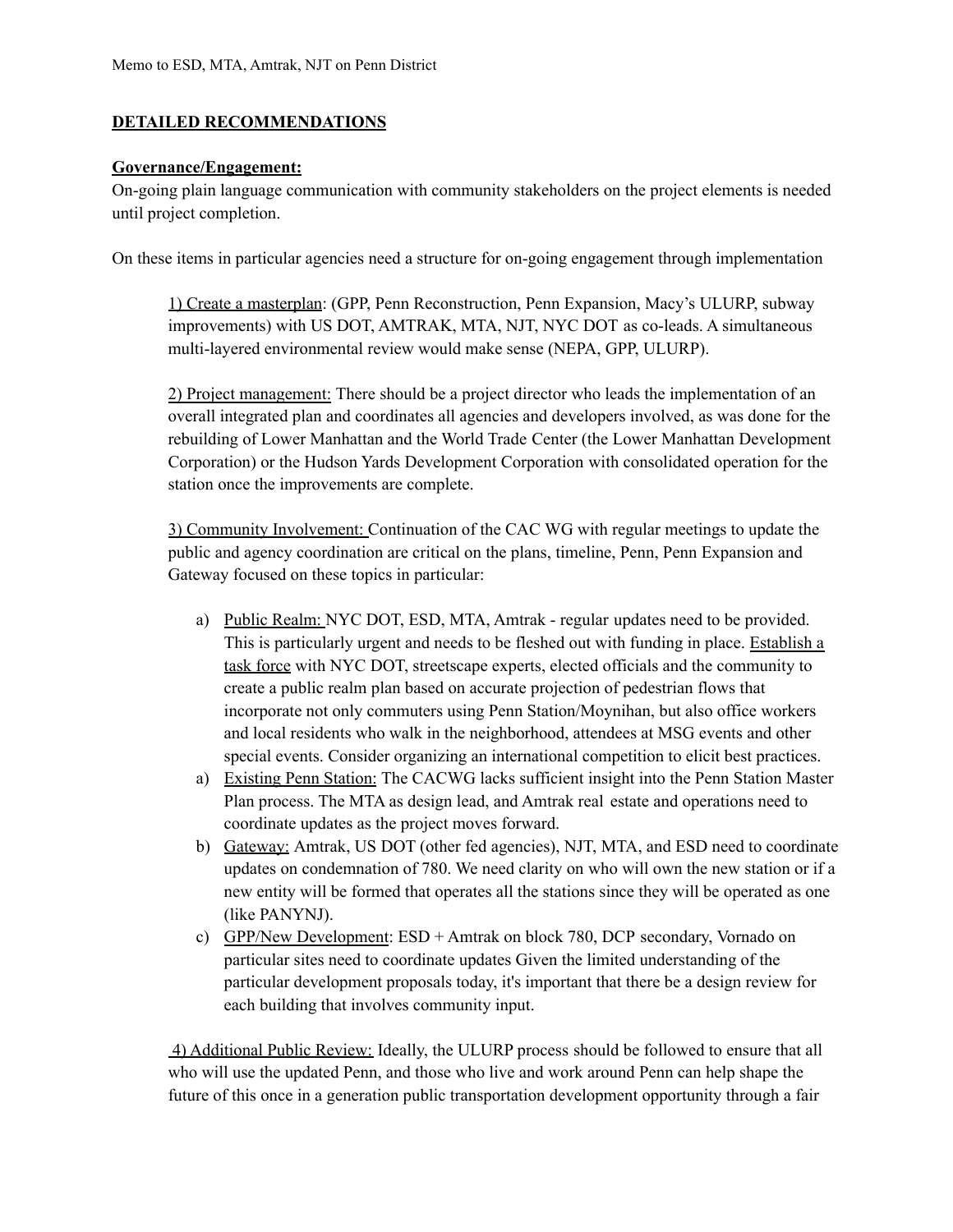**DETAILED RECOMMENDATIONS**

**Governance/Engagement:**

On-going plain language communication with community stakeholders on the project elements is needed until project completion.

On these items in particular agencies need a structure for on-going engagement through implementation

> 1) Create a masterplan: (GPP, Penn Reconstruction, Penn Expansion, Macy's ULURP, subway improvements) with US DOT, AMTRAK, MTA, NJT, NYC DOT as co-leads. A simultaneous multi-layered environmental review would make sense (NEPA, GPP, ULURP).
>
> 2) Project management: There should be a project director who leads the implementation of an overall integrated plan and coordinates all agencies and developers involved, as was done for the rebuilding of Lower Manhattan and the World Trade Center (the Lower Manhattan Development Corporation) or the Hudson Yards Development Corporation with consolidated operation for the station once the improvements are complete.
>
> 3) Community Involvement: Continuation of the CAC WG with regular meetings to update the public and agency coordination are critical on the plans, timeline, Penn, Penn Expansion and Gateway focused on these topics in particular:
>
> a) Public Realm: NYC DOT, ESD, MTA, Amtrak - regular updates need to be provided. This is particularly urgent and needs to be fleshed out with funding in place. Establish a task force with NYC DOT, streetscape experts, elected officials and the community to create a public realm plan based on accurate projection of pedestrian flows that incorporate not only commuters using Penn Station/Moynihan, but also office workers and local residents who walk in the neighborhood, attendees at MSG events and other special events. Consider organizing an international competition to elicit best practices.
>
> a) Existing Penn Station: The CACWG lacks sufficient insight into the Penn Station Master Plan process. The MTA as design lead, and Amtrak real estate and operations need to coordinate updates as the project moves forward.
>
> b) Gateway: Amtrak, US DOT (other fed agencies), NJT, MTA, and ESD need to coordinate updates on condemnation of 780. We need clarity on who will own the new station or if a new entity will be formed that operates all the stations since they will be operated as one (like PANYNJ).
>
> c) GPP/New Development: ESD + Amtrak on block 780, DCP secondary, Vornado on particular sites need to coordinate updates Given the limited understanding of the particular development proposals today, it's important that there be a design review for each building that involves community input.
>
> 4) Additional Public Review: Ideally, the ULURP process should be followed to ensure that all who will use the updated Penn, and those who live and work around Penn can help shape the future of this once in a generation public transportation development opportunity through a fair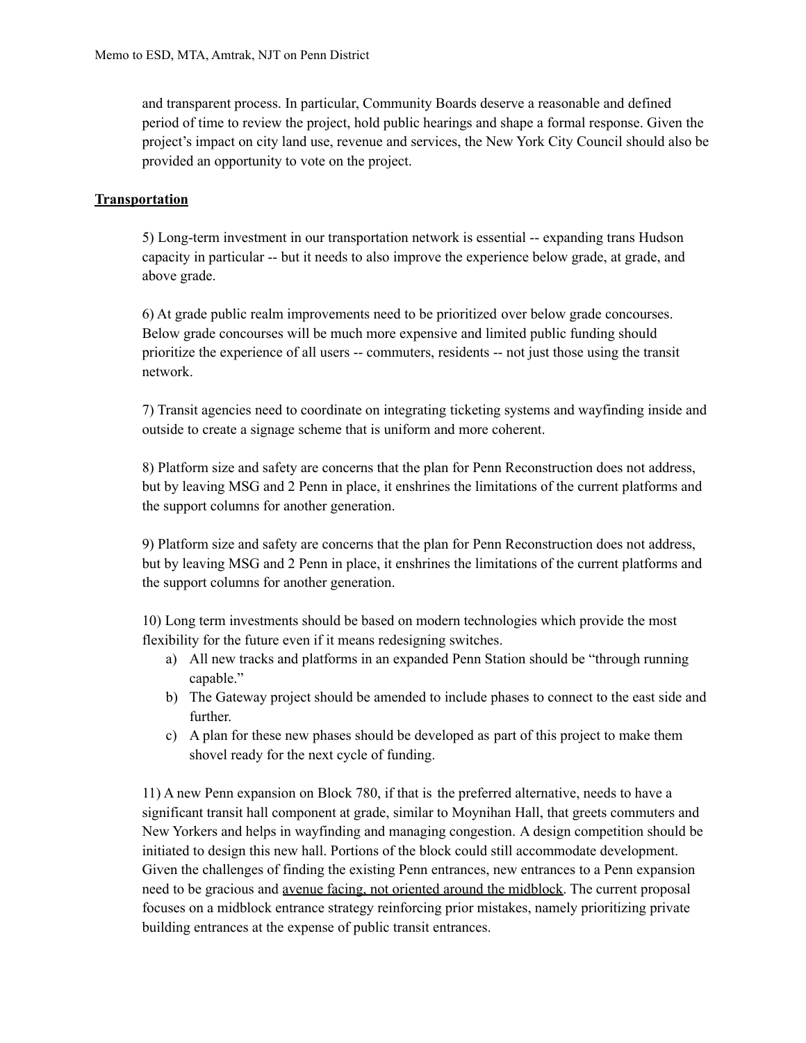and transparent process. In particular, Community Boards deserve a reasonable and defined period of time to review the project, hold public hearings and shape a formal response. Given the project's impact on city land use, revenue and services, the New York City Council should also be provided an opportunity to vote on the project.

## **Transportation**

5) Long-term investment in our transportation network is essential -- expanding trans Hudson capacity in particular -- but it needs to also improve the experience below grade, at grade, and above grade.

6) At grade public realm improvements need to be prioritized over below grade concourses. Below grade concourses will be much more expensive and limited public funding should prioritize the experience of all users -- commuters, residents -- not just those using the transit network.

7) Transit agencies need to coordinate on integrating ticketing systems and wayfinding inside and outside to create a signage scheme that is uniform and more coherent.

8) Platform size and safety are concerns that the plan for Penn Reconstruction does not address, but by leaving MSG and 2 Penn in place, it enshrines the limitations of the current platforms and the support columns for another generation.

9) Platform size and safety are concerns that the plan for Penn Reconstruction does not address, but by leaving MSG and 2 Penn in place, it enshrines the limitations of the current platforms and the support columns for another generation.

10) Long term investments should be based on modern technologies which provide the most flexibility for the future even if it means redesigning switches.

a) All new tracks and platforms in an expanded Penn Station should be "through running capable."
b) The Gateway project should be amended to include phases to connect to the east side and further.
c) A plan for these new phases should be developed as part of this project to make them shovel ready for the next cycle of funding.

11) A new Penn expansion on Block 780, if that is the preferred alternative, needs to have a significant transit hall component at grade, similar to Moynihan Hall, that greets commuters and New Yorkers and helps in wayfinding and managing congestion. A design competition should be initiated to design this new hall. Portions of the block could still accommodate development. Given the challenges of finding the existing Penn entrances, new entrances to a Penn expansion need to be gracious and <u>avenue facing, not oriented around the midblock</u>. The current proposal focuses on a midblock entrance strategy reinforcing prior mistakes, namely prioritizing private building entrances at the expense of public transit entrances.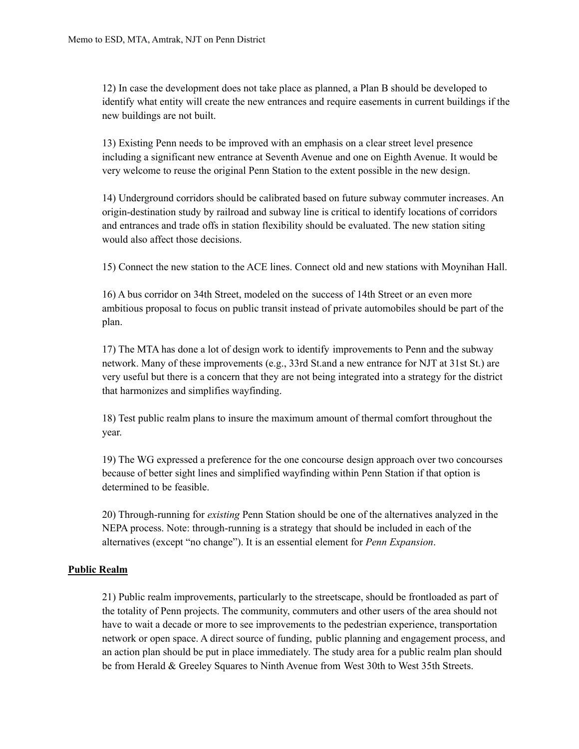12) In case the development does not take place as planned, a Plan B should be developed to identify what entity will create the new entrances and require easements in current buildings if the new buildings are not built.

13) Existing Penn needs to be improved with an emphasis on a clear street level presence including a significant new entrance at Seventh Avenue and one on Eighth Avenue. It would be very welcome to reuse the original Penn Station to the extent possible in the new design.

14) Underground corridors should be calibrated based on future subway commuter increases. An origin-destination study by railroad and subway line is critical to identify locations of corridors and entrances and trade offs in station flexibility should be evaluated. The new station siting would also affect those decisions.

15) Connect the new station to the ACE lines. Connect old and new stations with Moynihan Hall.

16) A bus corridor on 34th Street, modeled on the success of 14th Street or an even more ambitious proposal to focus on public transit instead of private automobiles should be part of the plan.

17) The MTA has done a lot of design work to identify improvements to Penn and the subway network. Many of these improvements (e.g., 33rd St.and a new entrance for NJT at 31st St.) are very useful but there is a concern that they are not being integrated into a strategy for the district that harmonizes and simplifies wayfinding.

18) Test public realm plans to insure the maximum amount of thermal comfort throughout the year.

19) The WG expressed a preference for the one concourse design approach over two concourses because of better sight lines and simplified wayfinding within Penn Station if that option is determined to be feasible.

20) Through-running for *existing* Penn Station should be one of the alternatives analyzed in the NEPA process. Note: through-running is a strategy that should be included in each of the alternatives (except "no change"). It is an essential element for *Penn Expansion*.

## Public Realm

21) Public realm improvements, particularly to the streetscape, should be frontloaded as part of the totality of Penn projects. The community, commuters and other users of the area should not have to wait a decade or more to see improvements to the pedestrian experience, transportation network or open space. A direct source of funding, public planning and engagement process, and an action plan should be put in place immediately. The study area for a public realm plan should be from Herald & Greeley Squares to Ninth Avenue from West 30th to West 35th Streets.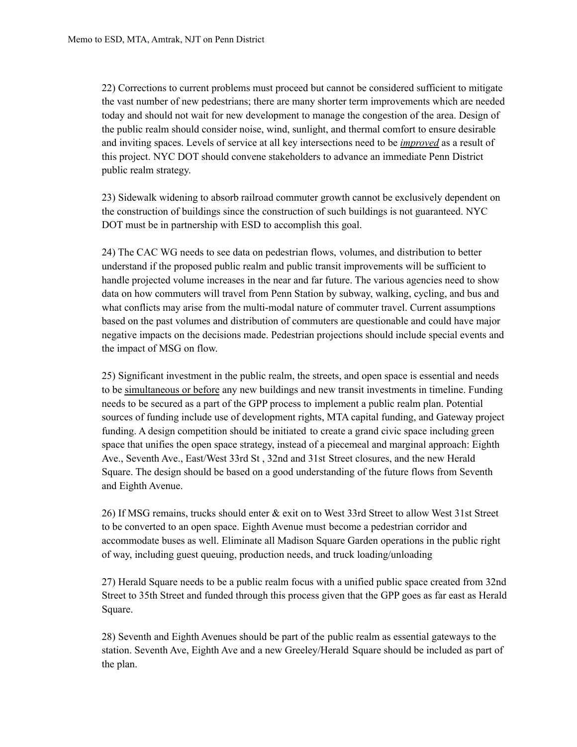22) Corrections to current problems must proceed but cannot be considered sufficient to mitigate the vast number of new pedestrians; there are many shorter term improvements which are needed today and should not wait for new development to manage the congestion of the area. Design of the public realm should consider noise, wind, sunlight, and thermal comfort to ensure desirable and inviting spaces. Levels of service at all key intersections need to be ***improved*** as a result of this project. NYC DOT should convene stakeholders to advance an immediate Penn District public realm strategy.

23) Sidewalk widening to absorb railroad commuter growth cannot be exclusively dependent on the construction of buildings since the construction of such buildings is not guaranteed. NYC DOT must be in partnership with ESD to accomplish this goal.

24) The CAC WG needs to see data on pedestrian flows, volumes, and distribution to better understand if the proposed public realm and public transit improvements will be sufficient to handle projected volume increases in the near and far future. The various agencies need to show data on how commuters will travel from Penn Station by subway, walking, cycling, and bus and what conflicts may arise from the multi-modal nature of commuter travel. Current assumptions based on the past volumes and distribution of commuters are questionable and could have major negative impacts on the decisions made. Pedestrian projections should include special events and the impact of MSG on flow.

25) Significant investment in the public realm, the streets, and open space is essential and needs to be simultaneous or before any new buildings and new transit investments in timeline. Funding needs to be secured as a part of the GPP process to implement a public realm plan. Potential sources of funding include use of development rights, MTA capital funding, and Gateway project funding. A design competition should be initiated to create a grand civic space including green space that unifies the open space strategy, instead of a piecemeal and marginal approach: Eighth Ave., Seventh Ave., East/West 33rd St , 32nd and 31st Street closures, and the new Herald Square. The design should be based on a good understanding of the future flows from Seventh and Eighth Avenue.

26) If MSG remains, trucks should enter & exit on to West 33rd Street to allow West 31st Street to be converted to an open space. Eighth Avenue must become a pedestrian corridor and accommodate buses as well. Eliminate all Madison Square Garden operations in the public right of way, including guest queuing, production needs, and truck loading/unloading

27) Herald Square needs to be a public realm focus with a unified public space created from 32nd Street to 35th Street and funded through this process given that the GPP goes as far east as Herald Square.

28) Seventh and Eighth Avenues should be part of the public realm as essential gateways to the station. Seventh Ave, Eighth Ave and a new Greeley/Herald Square should be included as part of the plan.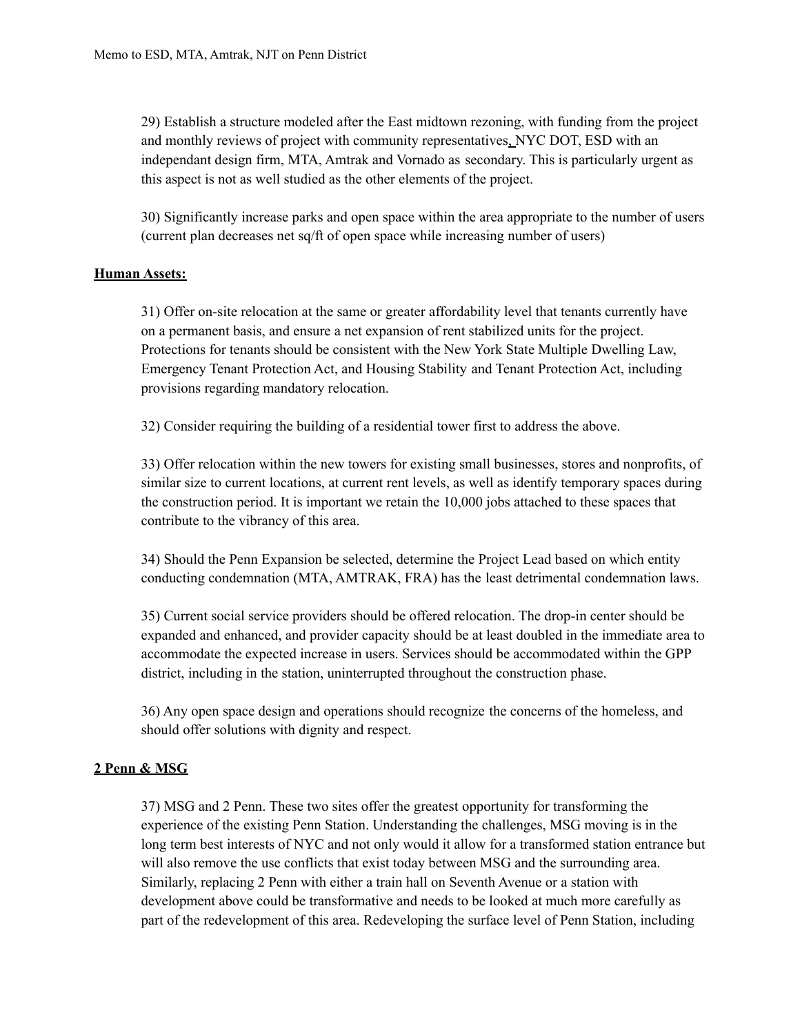29) Establish a structure modeled after the East midtown rezoning, with funding from the project and monthly reviews of project with community representatives, NYC DOT, ESD with an independant design firm, MTA, Amtrak and Vornado as secondary. This is particularly urgent as this aspect is not as well studied as the other elements of the project.

30) Significantly increase parks and open space within the area appropriate to the number of users (current plan decreases net sq/ft of open space while increasing number of users)

**Human Assets:**

31) Offer on-site relocation at the same or greater affordability level that tenants currently have on a permanent basis, and ensure a net expansion of rent stabilized units for the project. Protections for tenants should be consistent with the New York State Multiple Dwelling Law, Emergency Tenant Protection Act, and Housing Stability and Tenant Protection Act, including provisions regarding mandatory relocation.

32) Consider requiring the building of a residential tower first to address the above.

33) Offer relocation within the new towers for existing small businesses, stores and nonprofits, of similar size to current locations, at current rent levels, as well as identify temporary spaces during the construction period. It is important we retain the 10,000 jobs attached to these spaces that contribute to the vibrancy of this area.

34) Should the Penn Expansion be selected, determine the Project Lead based on which entity conducting condemnation (MTA, AMTRAK, FRA) has the least detrimental condemnation laws.

35) Current social service providers should be offered relocation. The drop-in center should be expanded and enhanced, and provider capacity should be at least doubled in the immediate area to accommodate the expected increase in users. Services should be accommodated within the GPP district, including in the station, uninterrupted throughout the construction phase.

36) Any open space design and operations should recognize the concerns of the homeless, and should offer solutions with dignity and respect.

**2 Penn & MSG**

37) MSG and 2 Penn. These two sites offer the greatest opportunity for transforming the experience of the existing Penn Station. Understanding the challenges, MSG moving is in the long term best interests of NYC and not only would it allow for a transformed station entrance but will also remove the use conflicts that exist today between MSG and the surrounding area. Similarly, replacing 2 Penn with either a train hall on Seventh Avenue or a station with development above could be transformative and needs to be looked at much more carefully as part of the redevelopment of this area. Redeveloping the surface level of Penn Station, including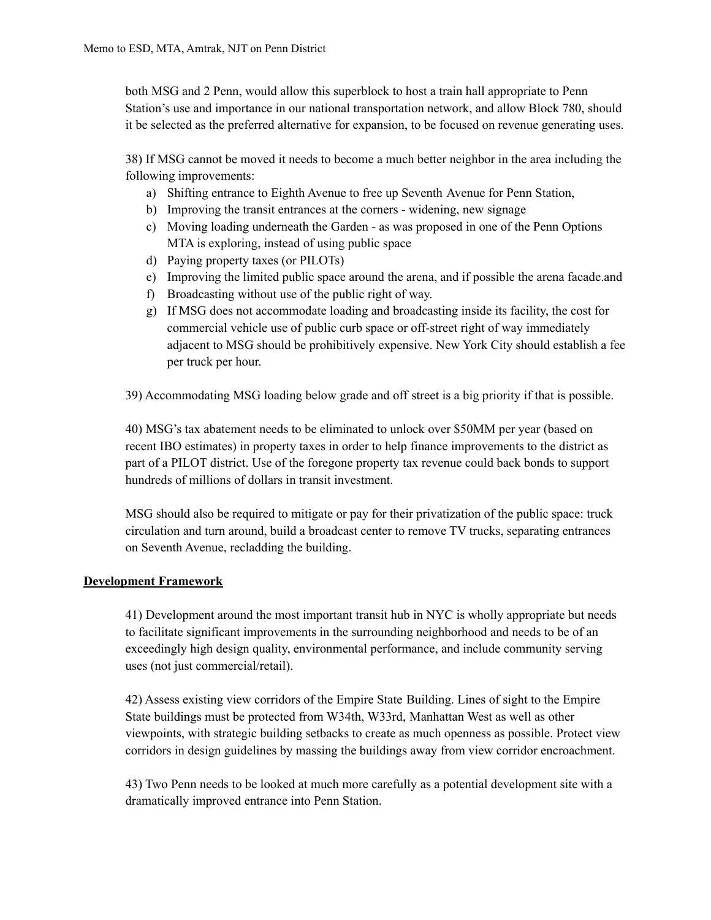both MSG and 2 Penn, would allow this superblock to host a train hall appropriate to Penn Station's use and importance in our national transportation network, and allow Block 780, should it be selected as the preferred alternative for expansion, to be focused on revenue generating uses.

38) If MSG cannot be moved it needs to become a much better neighbor in the area including the following improvements:

a) Shifting entrance to Eighth Avenue to free up Seventh Avenue for Penn Station,
b) Improving the transit entrances at the corners - widening, new signage
c) Moving loading underneath the Garden - as was proposed in one of the Penn Options MTA is exploring, instead of using public space
d) Paying property taxes (or PILOTs)
e) Improving the limited public space around the arena, and if possible the arena facade.and
f) Broadcasting without use of the public right of way.
g) If MSG does not accommodate loading and broadcasting inside its facility, the cost for commercial vehicle use of public curb space or off-street right of way immediately adjacent to MSG should be prohibitively expensive. New York City should establish a fee per truck per hour.

39) Accommodating MSG loading below grade and off street is a big priority if that is possible.

40) MSG's tax abatement needs to be eliminated to unlock over $50MM per year (based on recent IBO estimates) in property taxes in order to help finance improvements to the district as part of a PILOT district. Use of the foregone property tax revenue could back bonds to support hundreds of millions of dollars in transit investment.

MSG should also be required to mitigate or pay for their privatization of the public space: truck circulation and turn around, build a broadcast center to remove TV trucks, separating entrances on Seventh Avenue, recladding the building.

## **Development Framework**

41) Development around the most important transit hub in NYC is wholly appropriate but needs to facilitate significant improvements in the surrounding neighborhood and needs to be of an exceedingly high design quality, environmental performance, and include community serving uses (not just commercial/retail).

42) Assess existing view corridors of the Empire State Building. Lines of sight to the Empire State buildings must be protected from W34th, W33rd, Manhattan West as well as other viewpoints, with strategic building setbacks to create as much openness as possible. Protect view corridors in design guidelines by massing the buildings away from view corridor encroachment.

43) Two Penn needs to be looked at much more carefully as a potential development site with a dramatically improved entrance into Penn Station.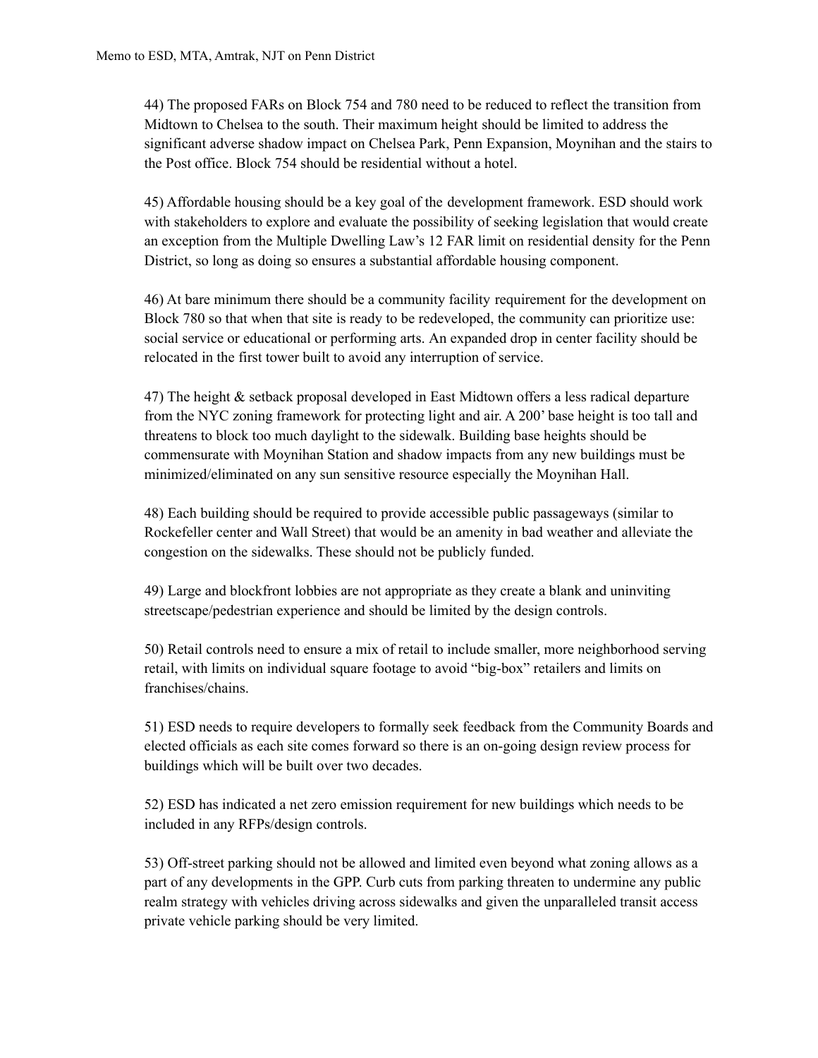44) The proposed FARs on Block 754 and 780 need to be reduced to reflect the transition from Midtown to Chelsea to the south. Their maximum height should be limited to address the significant adverse shadow impact on Chelsea Park, Penn Expansion, Moynihan and the stairs to the Post office. Block 754 should be residential without a hotel.

45) Affordable housing should be a key goal of the development framework. ESD should work with stakeholders to explore and evaluate the possibility of seeking legislation that would create an exception from the Multiple Dwelling Law's 12 FAR limit on residential density for the Penn District, so long as doing so ensures a substantial affordable housing component.

46) At bare minimum there should be a community facility requirement for the development on Block 780 so that when that site is ready to be redeveloped, the community can prioritize use: social service or educational or performing arts. An expanded drop in center facility should be relocated in the first tower built to avoid any interruption of service.

47) The height & setback proposal developed in East Midtown offers a less radical departure from the NYC zoning framework for protecting light and air. A 200' base height is too tall and threatens to block too much daylight to the sidewalk. Building base heights should be commensurate with Moynihan Station and shadow impacts from any new buildings must be minimized/eliminated on any sun sensitive resource especially the Moynihan Hall.

48) Each building should be required to provide accessible public passageways (similar to Rockefeller center and Wall Street) that would be an amenity in bad weather and alleviate the congestion on the sidewalks. These should not be publicly funded.

49) Large and blockfront lobbies are not appropriate as they create a blank and uninviting streetscape/pedestrian experience and should be limited by the design controls.

50) Retail controls need to ensure a mix of retail to include smaller, more neighborhood serving retail, with limits on individual square footage to avoid "big-box" retailers and limits on franchises/chains.

51) ESD needs to require developers to formally seek feedback from the Community Boards and elected officials as each site comes forward so there is an on-going design review process for buildings which will be built over two decades.

52) ESD has indicated a net zero emission requirement for new buildings which needs to be included in any RFPs/design controls.

53) Off-street parking should not be allowed and limited even beyond what zoning allows as a part of any developments in the GPP. Curb cuts from parking threaten to undermine any public realm strategy with vehicles driving across sidewalks and given the unparalleled transit access private vehicle parking should be very limited.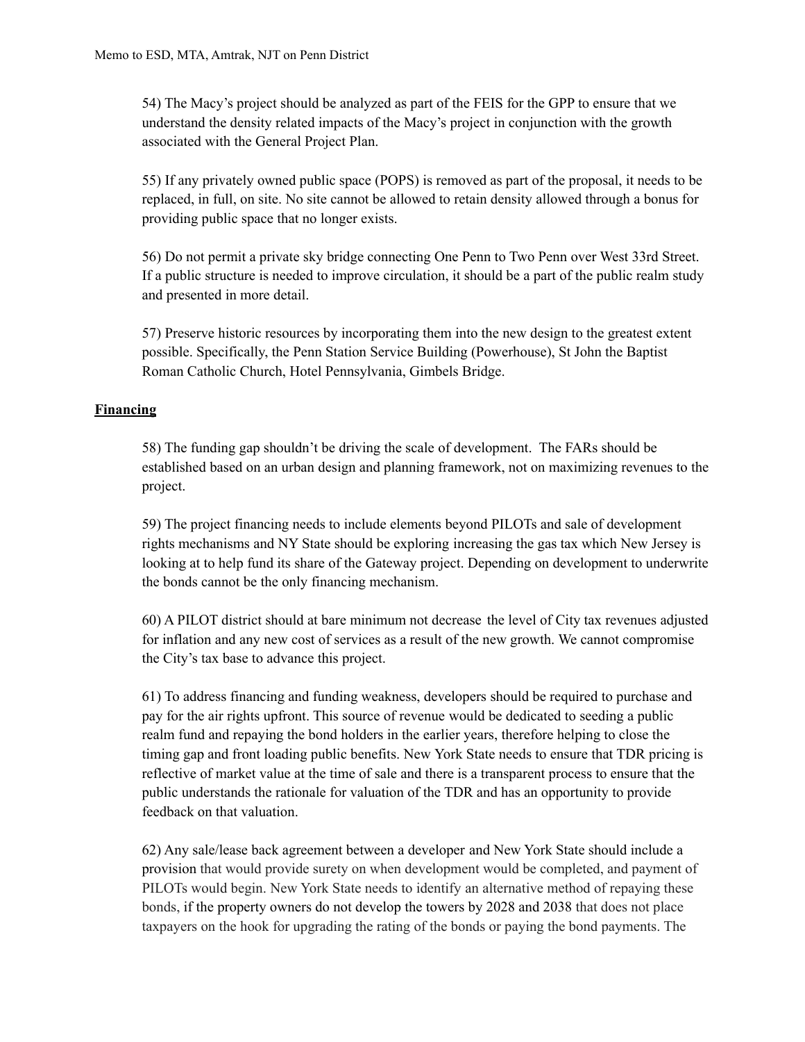54) The Macy's project should be analyzed as part of the FEIS for the GPP to ensure that we understand the density related impacts of the Macy's project in conjunction with the growth associated with the General Project Plan.

55) If any privately owned public space (POPS) is removed as part of the proposal, it needs to be replaced, in full, on site. No site cannot be allowed to retain density allowed through a bonus for providing public space that no longer exists.

56) Do not permit a private sky bridge connecting One Penn to Two Penn over West 33rd Street. If a public structure is needed to improve circulation, it should be a part of the public realm study and presented in more detail.

57) Preserve historic resources by incorporating them into the new design to the greatest extent possible. Specifically, the Penn Station Service Building (Powerhouse), St John the Baptist Roman Catholic Church, Hotel Pennsylvania, Gimbels Bridge.

**Financing**

58) The funding gap shouldn't be driving the scale of development. The FARs should be established based on an urban design and planning framework, not on maximizing revenues to the project.

59) The project financing needs to include elements beyond PILOTs and sale of development rights mechanisms and NY State should be exploring increasing the gas tax which New Jersey is looking at to help fund its share of the Gateway project. Depending on development to underwrite the bonds cannot be the only financing mechanism.

60) A PILOT district should at bare minimum not decrease the level of City tax revenues adjusted for inflation and any new cost of services as a result of the new growth. We cannot compromise the City's tax base to advance this project.

61) To address financing and funding weakness, developers should be required to purchase and pay for the air rights upfront. This source of revenue would be dedicated to seeding a public realm fund and repaying the bond holders in the earlier years, therefore helping to close the timing gap and front loading public benefits. New York State needs to ensure that TDR pricing is reflective of market value at the time of sale and there is a transparent process to ensure that the public understands the rationale for valuation of the TDR and has an opportunity to provide feedback on that valuation.

62) Any sale/lease back agreement between a developer and New York State should include a provision that would provide surety on when development would be completed, and payment of PILOTs would begin. New York State needs to identify an alternative method of repaying these bonds, if the property owners do not develop the towers by 2028 and 2038 that does not place taxpayers on the hook for upgrading the rating of the bonds or paying the bond payments. The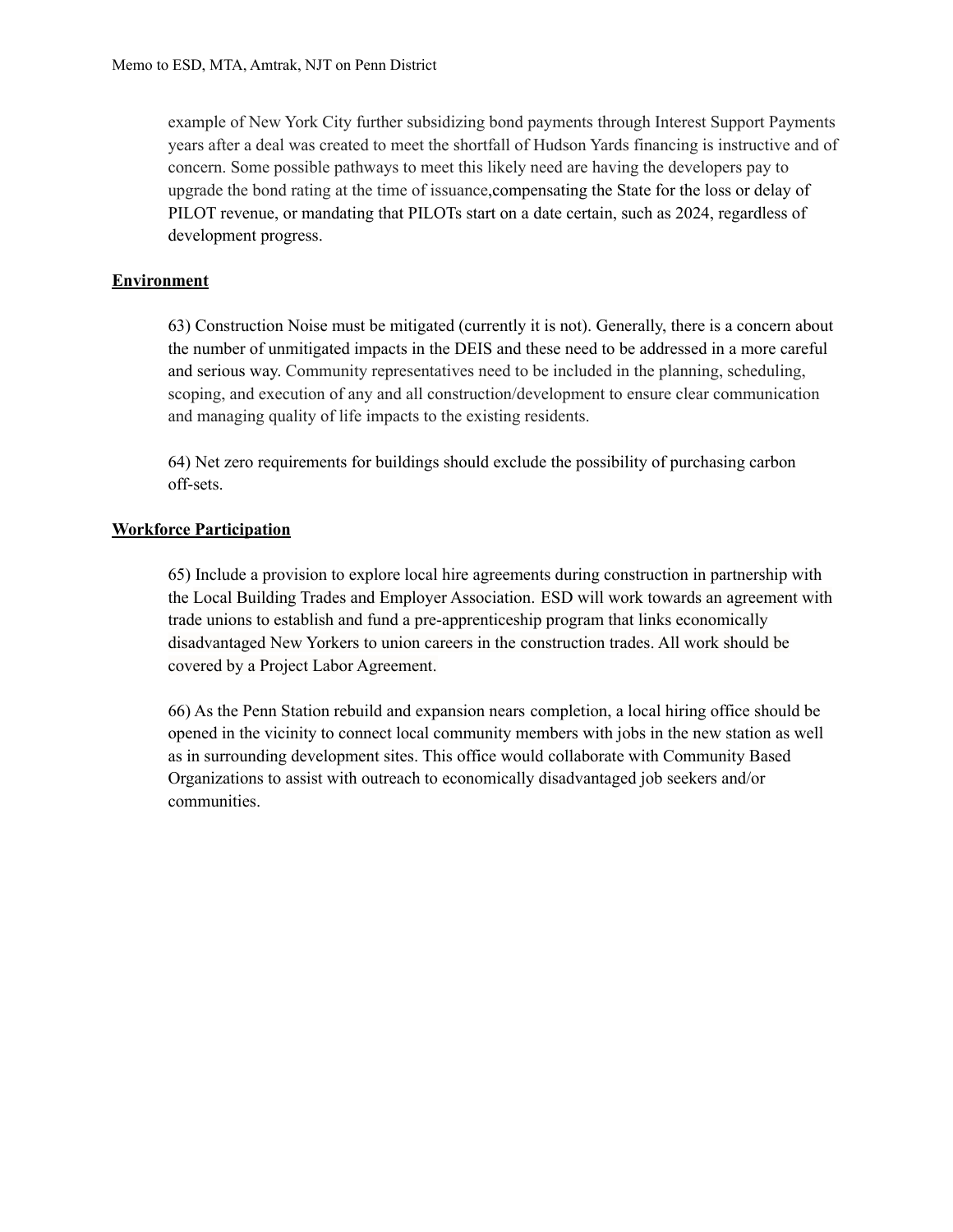example of New York City further subsidizing bond payments through Interest Support Payments years after a deal was created to meet the shortfall of Hudson Yards financing is instructive and of concern. Some possible pathways to meet this likely need are having the developers pay to upgrade the bond rating at the time of issuance,compensating the State for the loss or delay of PILOT revenue, or mandating that PILOTs start on a date certain, such as 2024, regardless of development progress.

**Environment**

63) Construction Noise must be mitigated (currently it is not). Generally, there is a concern about the number of unmitigated impacts in the DEIS and these need to be addressed in a more careful and serious way. Community representatives need to be included in the planning, scheduling, scoping, and execution of any and all construction/development to ensure clear communication and managing quality of life impacts to the existing residents.

64) Net zero requirements for buildings should exclude the possibility of purchasing carbon off-sets.

**Workforce Participation**

65) Include a provision to explore local hire agreements during construction in partnership with the Local Building Trades and Employer Association. ESD will work towards an agreement with trade unions to establish and fund a pre-apprenticeship program that links economically disadvantaged New Yorkers to union careers in the construction trades. All work should be covered by a Project Labor Agreement.

66) As the Penn Station rebuild and expansion nears completion, a local hiring office should be opened in the vicinity to connect local community members with jobs in the new station as well as in surrounding development sites. This office would collaborate with Community Based Organizations to assist with outreach to economically disadvantaged job seekers and/or communities.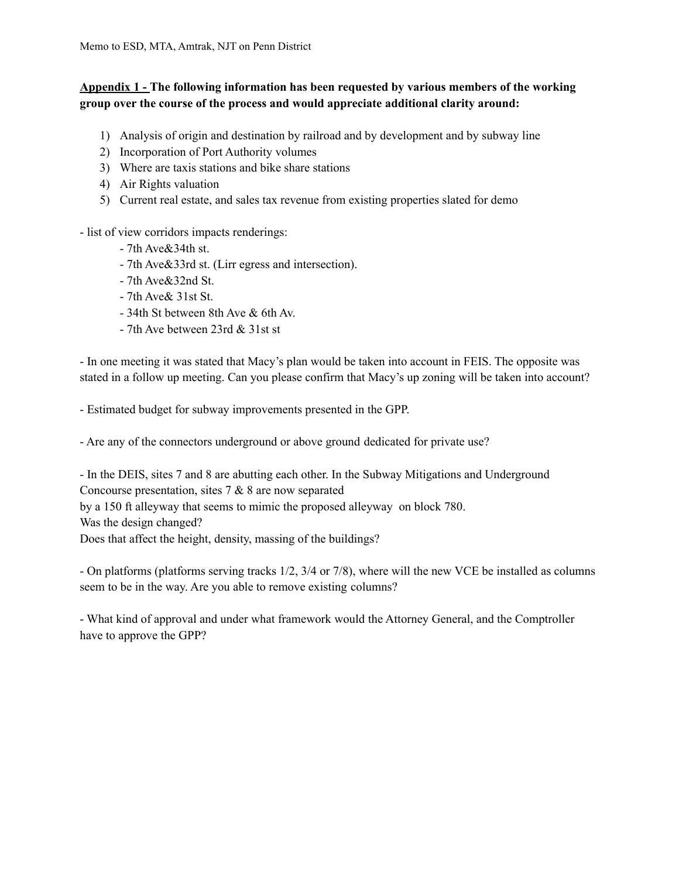**Appendix 1 -** **The following information has been requested by various members of the working group over the course of the process and would appreciate additional clarity around:**

1) Analysis of origin and destination by railroad and by development and by subway line
2) Incorporation of Port Authority volumes
3) Where are taxis stations and bike share stations
4) Air Rights valuation
5) Current real estate, and sales tax revenue from existing properties slated for demo

- list of view corridors impacts renderings:
    - 7th Ave&34th st.
    - 7th Ave&33rd st. (Lirr egress and intersection).
    - 7th Ave&32nd St.
    - 7th Ave& 31st St.
    - 34th St between 8th Ave & 6th Av.
    - 7th Ave between 23rd & 31st st

- In one meeting it was stated that Macy's plan would be taken into account in FEIS. The opposite was stated in a follow up meeting. Can you please confirm that Macy's up zoning will be taken into account?

- Estimated budget for subway improvements presented in the GPP.

- Are any of the connectors underground or above ground dedicated for private use?

- In the DEIS, sites 7 and 8 are abutting each other. In the Subway Mitigations and Underground Concourse presentation, sites 7 & 8 are now separated
by a 150 ft alleyway that seems to mimic the proposed alleyway on block 780.
Was the design changed?
Does that affect the height, density, massing of the buildings?

- On platforms (platforms serving tracks 1/2, 3/4 or 7/8), where will the new VCE be installed as columns seem to be in the way. Are you able to remove existing columns?

- What kind of approval and under what framework would the Attorney General, and the Comptroller have to approve the GPP?